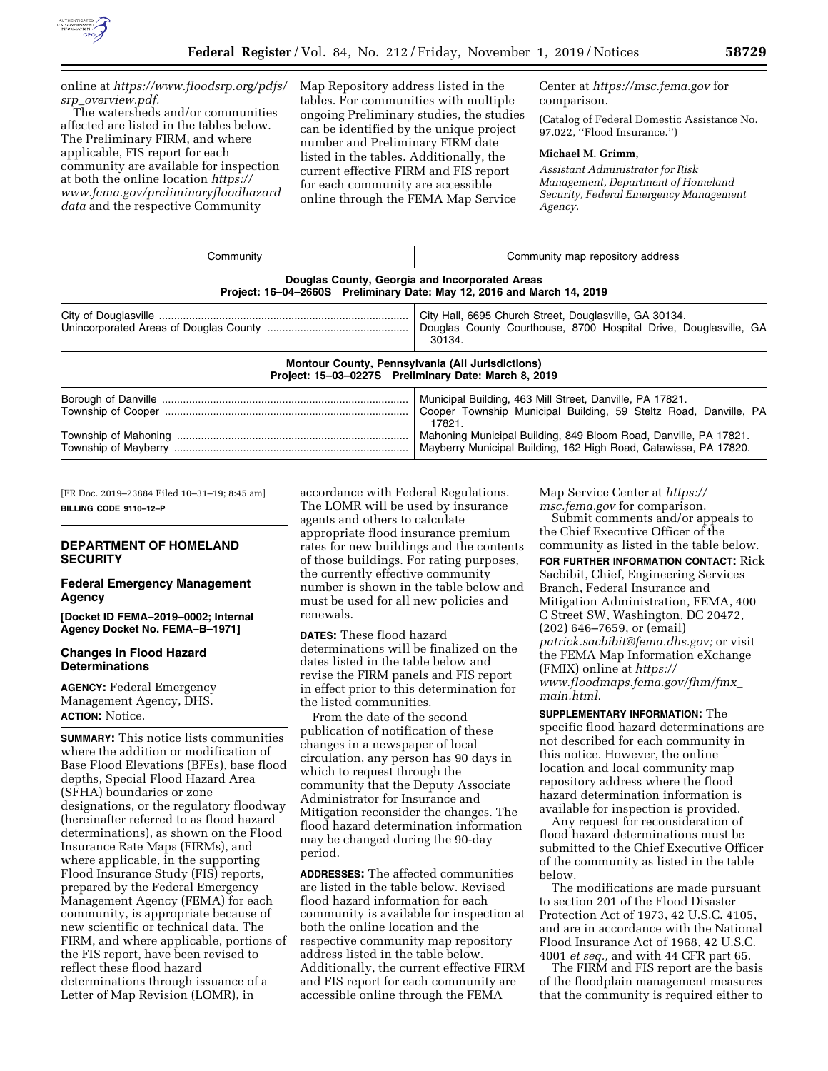online at *https://www.floodsrp.org/pdfs/srp_overview.pdf.*

The watersheds and/or communities affected are listed in the tables below. The Preliminary FIRM, and where applicable, FIS report for each community are available for inspection at both the online location *https://www.fema.gov/preliminaryfloodhazarddata* and the respective Community Map Repository address listed in the tables. For communities with multiple ongoing Preliminary studies, the studies can be identified by the unique project number and Preliminary FIRM date listed in the tables. Additionally, the current effective FIRM and FIS report for each community are accessible online through the FEMA Map Service Center at *https://msc.fema.gov* for comparison.

(Catalog of Federal Domestic Assistance No. 97.022, ''Flood Insurance.'')

**Michael M. Grimm,**

*Assistant Administrator for Risk Management, Department of Homeland Security, Federal Emergency Management Agency.*

| Community | Community map repository address |
|---|---|
| **Douglas County, Georgia and Incorporated Areas** <br> **Project: 16–04–2660S Preliminary Date: May 12, 2016 and March 14, 2019** | |
| City of Douglasville | City Hall, 6695 Church Street, Douglasville, GA 30134. |
| Unincorporated Areas of Douglas County | Douglas County Courthouse, 8700 Hospital Drive, Douglasville, GA 30134. |
| **Montour County, Pennsylvania (All Jurisdictions)** <br> **Project: 15–03–0227S Preliminary Date: March 8, 2019** | |
| Borough of Danville | Municipal Building, 463 Mill Street, Danville, PA 17821. |
| Township of Cooper | Cooper Township Municipal Building, 59 Steltz Road, Danville, PA 17821. |
| Township of Mahoning | Mahoning Municipal Building, 849 Bloom Road, Danville, PA 17821. |
| Township of Mayberry | Mayberry Municipal Building, 162 High Road, Catawissa, PA 17820. |

[FR Doc. 2019–23884 Filed 10–31–19; 8:45 am]

**BILLING CODE 9110–12–P**

## DEPARTMENT OF HOMELAND SECURITY

### Federal Emergency Management Agency

**[Docket ID FEMA–2019–0002; Internal Agency Docket No. FEMA–B–1971]**

### Changes in Flood Hazard Determinations

**AGENCY:** Federal Emergency Management Agency, DHS.

**ACTION:** Notice.

**SUMMARY:** This notice lists communities where the addition or modification of Base Flood Elevations (BFEs), base flood depths, Special Flood Hazard Area (SFHA) boundaries or zone designations, or the regulatory floodway (hereinafter referred to as flood hazard determinations), as shown on the Flood Insurance Rate Maps (FIRMs), and where applicable, in the supporting Flood Insurance Study (FIS) reports, prepared by the Federal Emergency Management Agency (FEMA) for each community, is appropriate because of new scientific or technical data. The FIRM, and where applicable, portions of the FIS report, have been revised to reflect these flood hazard determinations through issuance of a Letter of Map Revision (LOMR), in accordance with Federal Regulations. The LOMR will be used by insurance agents and others to calculate appropriate flood insurance premium rates for new buildings and the contents of those buildings. For rating purposes, the currently effective community number is shown in the table below and must be used for all new policies and renewals.

**DATES:** These flood hazard determinations will be finalized on the dates listed in the table below and revise the FIRM panels and FIS report in effect prior to this determination for the listed communities.

From the date of the second publication of notification of these changes in a newspaper of local circulation, any person has 90 days in which to request through the community that the Deputy Associate Administrator for Insurance and Mitigation reconsider the changes. The flood hazard determination information may be changed during the 90-day period.

**ADDRESSES:** The affected communities are listed in the table below. Revised flood hazard information for each community is available for inspection at both the online location and the respective community map repository address listed in the table below. Additionally, the current effective FIRM and FIS report for each community are accessible online through the FEMA Map Service Center at *https://msc.fema.gov* for comparison.

Submit comments and/or appeals to the Chief Executive Officer of the community as listed in the table below.

**FOR FURTHER INFORMATION CONTACT:** Rick Sacbibit, Chief, Engineering Services Branch, Federal Insurance and Mitigation Administration, FEMA, 400 C Street SW, Washington, DC 20472, (202) 646–7659, or (email) *patrick.sacbibit@fema.dhs.gov;* or visit the FEMA Map Information eXchange (FMIX) online at *https://www.floodmaps.fema.gov/fhm/fmx_main.html.*

**SUPPLEMENTARY INFORMATION:** The specific flood hazard determinations are not described for each community in this notice. However, the online location and local community map repository address where the flood hazard determination information is available for inspection is provided.

Any request for reconsideration of flood hazard determinations must be submitted to the Chief Executive Officer of the community as listed in the table below.

The modifications are made pursuant to section 201 of the Flood Disaster Protection Act of 1973, 42 U.S.C. 4105, and are in accordance with the National Flood Insurance Act of 1968, 42 U.S.C. 4001 *et seq.,* and with 44 CFR part 65.

The FIRM and FIS report are the basis of the floodplain management measures that the community is required either to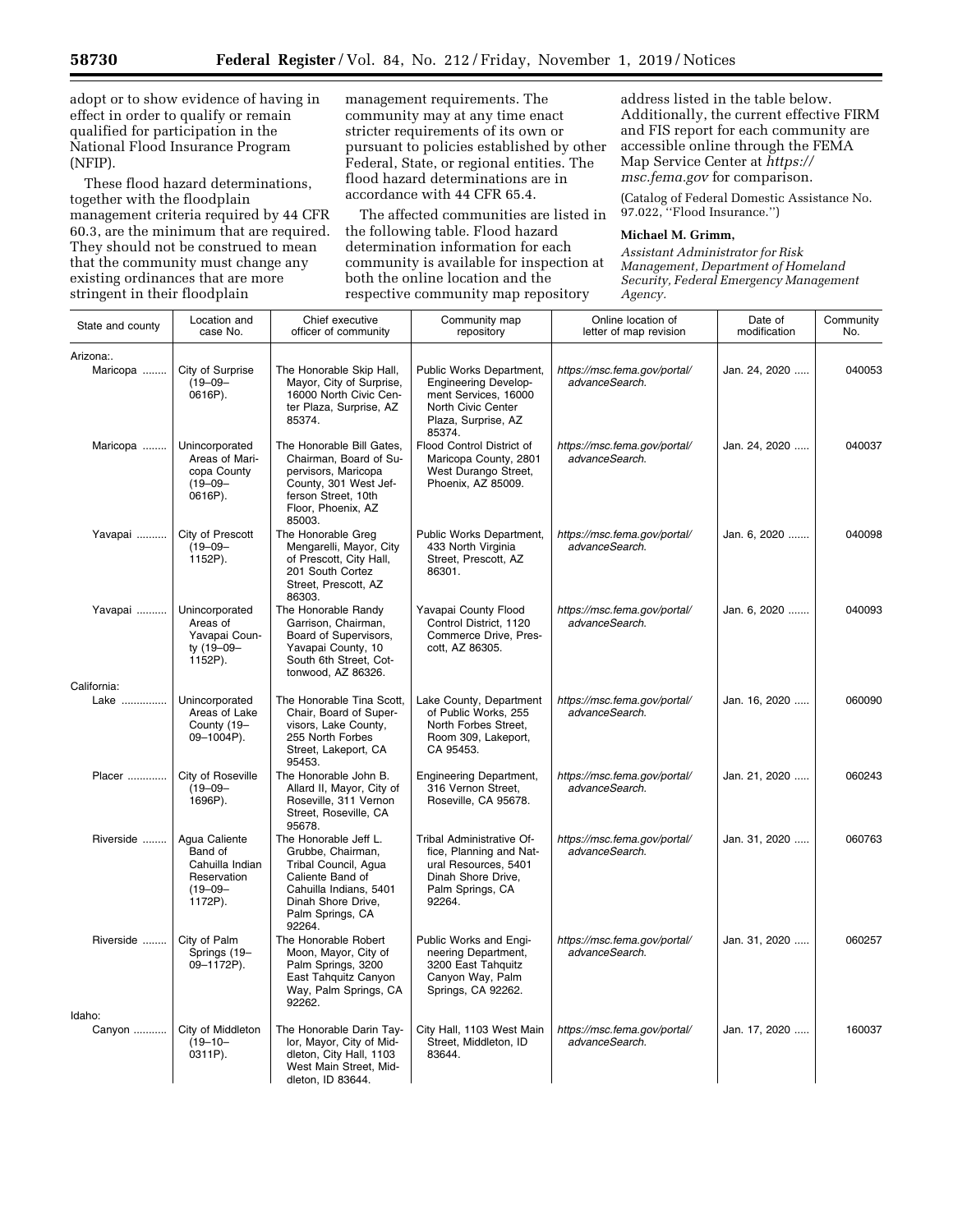adopt or to show evidence of having in effect in order to qualify or remain qualified for participation in the National Flood Insurance Program (NFIP).

These flood hazard determinations, together with the floodplain management criteria required by 44 CFR 60.3, are the minimum that are required. They should not be construed to mean that the community must change any existing ordinances that are more stringent in their floodplain management requirements. The community may at any time enact stricter requirements of its own or pursuant to policies established by other Federal, State, or regional entities. The flood hazard determinations are in accordance with 44 CFR 65.4.

The affected communities are listed in the following table. Flood hazard determination information for each community is available for inspection at both the online location and the respective community map repository address listed in the table below. Additionally, the current effective FIRM and FIS report for each community are accessible online through the FEMA Map Service Center at *https://msc.fema.gov* for comparison.

(Catalog of Federal Domestic Assistance No. 97.022, ''Flood Insurance.'')

**Michael M. Grimm,**

*Assistant Administrator for Risk Management, Department of Homeland Security, Federal Emergency Management Agency.*

| State and county | Location and case No. | Chief executive officer of community | Community map repository | Online location of letter of map revision | Date of modification | Community No. |
|---|---|---|---|---|---|---|
| Arizona:. | | | | | | |
| Maricopa | City of Surprise (19–09–0616P). | The Honorable Skip Hall, Mayor, City of Surprise, 16000 North Civic Center Plaza, Surprise, AZ 85374. | Public Works Department, Engineering Development Services, 16000 North Civic Center Plaza, Surprise, AZ 85374. | *https://msc.fema.gov/portal/advanceSearch.* | Jan. 24, 2020 | 040053 |
| Maricopa | Unincorporated Areas of Maricopa County (19–09–0616P). | The Honorable Bill Gates, Chairman, Board of Supervisors, Maricopa County, 301 West Jefferson Street, 10th Floor, Phoenix, AZ 85003. | Flood Control District of Maricopa County, 2801 West Durango Street, Phoenix, AZ 85009. | *https://msc.fema.gov/portal/advanceSearch.* | Jan. 24, 2020 | 040037 |
| Yavapai | City of Prescott (19–09–1152P). | The Honorable Greg Mengarelli, Mayor, City of Prescott, City Hall, 201 South Cortez Street, Prescott, AZ 86303. | Public Works Department, 433 North Virginia Street, Prescott, AZ 86301. | *https://msc.fema.gov/portal/advanceSearch.* | Jan. 6, 2020 | 040098 |
| Yavapai | Unincorporated Areas of Yavapai County (19–09–1152P). | The Honorable Randy Garrison, Chairman, Board of Supervisors, Yavapai County, 10 South 6th Street, Cottonwood, AZ 86326. | Yavapai County Flood Control District, 1120 Commerce Drive, Prescott, AZ 86305. | *https://msc.fema.gov/portal/advanceSearch.* | Jan. 6, 2020 | 040093 |
| California: | | | | | | |
| Lake | Unincorporated Areas of Lake County (19–09–1004P). | The Honorable Tina Scott, Chair, Board of Supervisors, Lake County, 255 North Forbes Street, Lakeport, CA 95453. | Lake County, Department of Public Works, 255 North Forbes Street, Room 309, Lakeport, CA 95453. | *https://msc.fema.gov/portal/advanceSearch.* | Jan. 16, 2020 | 060090 |
| Placer | City of Roseville (19–09–1696P). | The Honorable John B. Allard II, Mayor, City of Roseville, 311 Vernon Street, Roseville, CA 95678. | Engineering Department, 316 Vernon Street, Roseville, CA 95678. | *https://msc.fema.gov/portal/advanceSearch.* | Jan. 21, 2020 | 060243 |
| Riverside | Agua Caliente Band of Cahuilla Indian Reservation (19–09–1172P). | The Honorable Jeff L. Grubbe, Chairman, Tribal Council, Agua Caliente Band of Cahuilla Indians, 5401 Dinah Shore Drive, Palm Springs, CA 92264. | Tribal Administrative Office, Planning and Natural Resources, 5401 Dinah Shore Drive, Palm Springs, CA 92264. | *https://msc.fema.gov/portal/advanceSearch.* | Jan. 31, 2020 | 060763 |
| Riverside | City of Palm Springs (19–09–1172P). | The Honorable Robert Moon, Mayor, City of Palm Springs, 3200 East Tahquitz Canyon Way, Palm Springs, CA 92262. | Public Works and Engineering Department, 3200 East Tahquitz Canyon Way, Palm Springs, CA 92262. | *https://msc.fema.gov/portal/advanceSearch.* | Jan. 31, 2020 | 060257 |
| Idaho: | | | | | | |
| Canyon | City of Middleton (19–10–0311P). | The Honorable Darin Taylor, Mayor, City of Middleton, City Hall, 1103 West Main Street, Middleton, ID 83644. | City Hall, 1103 West Main Street, Middleton, ID 83644. | *https://msc.fema.gov/portal/advanceSearch.* | Jan. 17, 2020 | 160037 |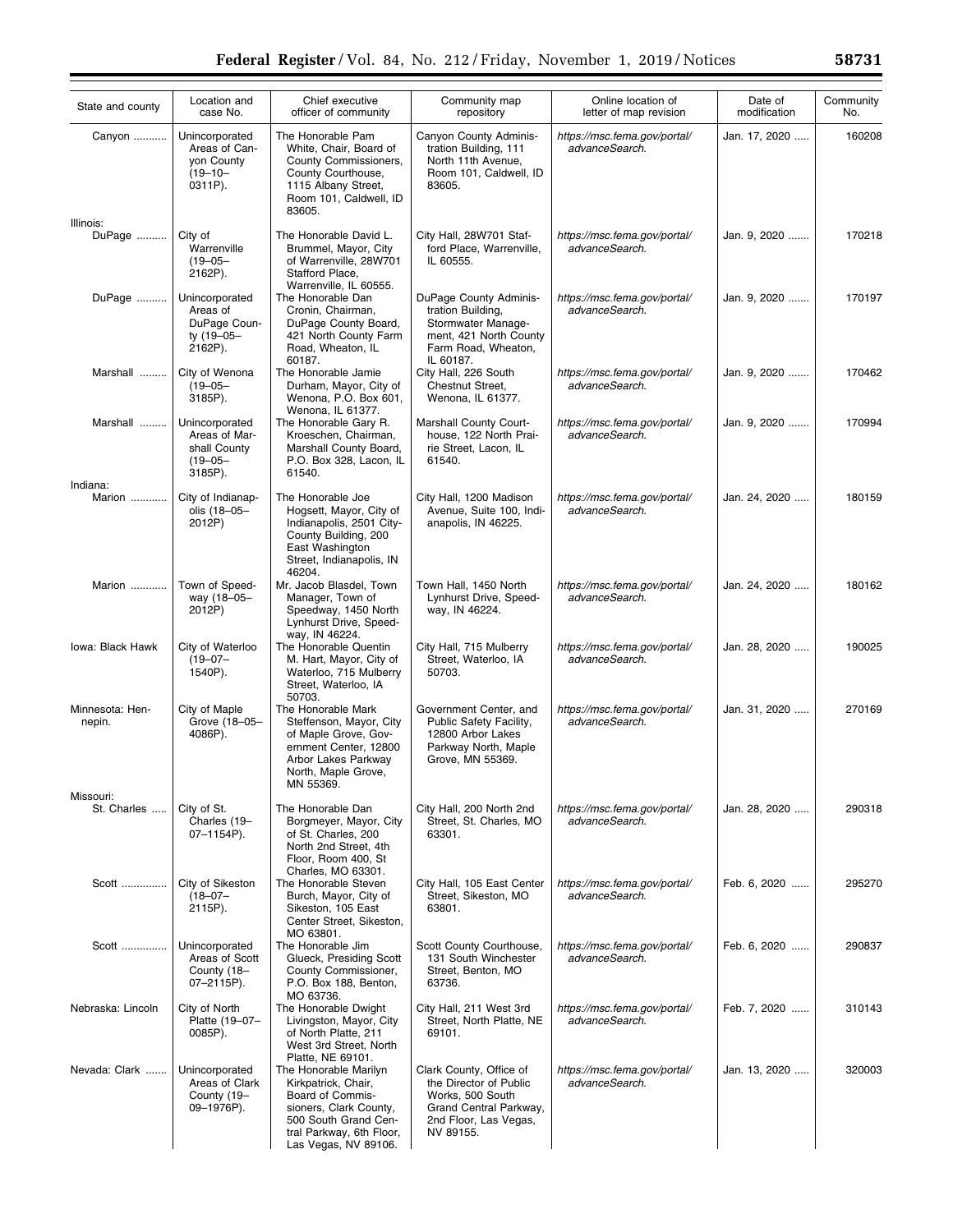| State and county | Location and case No. | Chief executive officer of community | Community map repository | Online location of letter of map revision | Date of modification | Community No. |
|---|---|---|---|---|---|---|
| Canyon | Unincorporated Areas of Canyon County (19–10–0311P). | The Honorable Pam White, Chair, Board of County Commissioners, County Courthouse, 1115 Albany Street, Room 101, Caldwell, ID 83605. | Canyon County Administration Building, 111 North 11th Avenue, Room 101, Caldwell, ID 83605. | *https://msc.fema.gov/portal/advanceSearch.* | Jan. 17, 2020 | 160208 |
| Illinois: | | | | | | |
| DuPage | City of Warrenville (19–05–2162P). | The Honorable David L. Brummel, Mayor, City of Warrenville, 28W701 Stafford Place, Warrenville, IL 60555. | City Hall, 28W701 Stafford Place, Warrenville, IL 60555. | *https://msc.fema.gov/portal/advanceSearch.* | Jan. 9, 2020 | 170218 |
| DuPage | Unincorporated Areas of DuPage County (19–05–2162P). | The Honorable Dan Cronin, Chairman, DuPage County Board, 421 North County Farm Road, Wheaton, IL 60187. | DuPage County Administration Building, Stormwater Management, 421 North County Farm Road, Wheaton, IL 60187. | *https://msc.fema.gov/portal/advanceSearch.* | Jan. 9, 2020 | 170197 |
| Marshall | City of Wenona (19–05–3185P). | The Honorable Jamie Durham, Mayor, City of Wenona, P.O. Box 601, Wenona, IL 61377. | City Hall, 226 South Chestnut Street, Wenona, IL 61377. | *https://msc.fema.gov/portal/advanceSearch.* | Jan. 9, 2020 | 170462 |
| Marshall | Unincorporated Areas of Marshall County (19–05–3185P). | The Honorable Gary R. Kroeschen, Chairman, Marshall County Board, P.O. Box 328, Lacon, IL 61540. | Marshall County Courthouse, 122 North Prairie Street, Lacon, IL 61540. | *https://msc.fema.gov/portal/advanceSearch.* | Jan. 9, 2020 | 170994 |
| Indiana: | | | | | | |
| Marion | City of Indianapolis (18–05–2012P) | The Honorable Joe Hogsett, Mayor, City of Indianapolis, 2501 City-County Building, 200 East Washington Street, Indianapolis, IN 46204. | City Hall, 1200 Madison Avenue, Suite 100, Indianapolis, IN 46225. | *https://msc.fema.gov/portal/advanceSearch.* | Jan. 24, 2020 | 180159 |
| Marion | Town of Speedway (18–05–2012P) | Mr. Jacob Blasdel, Town Manager, Town of Speedway, 1450 North Lynhurst Drive, Speedway, IN 46224. | Town Hall, 1450 North Lynhurst Drive, Speedway, IN 46224. | *https://msc.fema.gov/portal/advanceSearch.* | Jan. 24, 2020 | 180162 |
| Iowa: Black Hawk | City of Waterloo (19–07–1540P). | The Honorable Quentin M. Hart, Mayor, City of Waterloo, 715 Mulberry Street, Waterloo, IA 50703. | City Hall, 715 Mulberry Street, Waterloo, IA 50703. | *https://msc.fema.gov/portal/advanceSearch.* | Jan. 28, 2020 | 190025 |
| Minnesota: Hennepin. | City of Maple Grove (18–05–4086P). | The Honorable Mark Steffenson, Mayor, City of Maple Grove, Government Center, 12800 Arbor Lakes Parkway North, Maple Grove, MN 55369. | Government Center, and Public Safety Facility, 12800 Arbor Lakes Parkway North, Maple Grove, MN 55369. | *https://msc.fema.gov/portal/advanceSearch.* | Jan. 31, 2020 | 270169 |
| Missouri: | | | | | | |
| St. Charles | City of St. Charles (19–07–1154P). | The Honorable Dan Borgmeyer, Mayor, City of St. Charles, 200 North 2nd Street, 4th Floor, Room 400, St Charles, MO 63301. | City Hall, 200 North 2nd Street, St. Charles, MO 63301. | *https://msc.fema.gov/portal/advanceSearch.* | Jan. 28, 2020 | 290318 |
| Scott | City of Sikeston (18–07–2115P). | The Honorable Steven Burch, Mayor, City of Sikeston, 105 East Center Street, Sikeston, MO 63801. | City Hall, 105 East Center Street, Sikeston, MO 63801. | *https://msc.fema.gov/portal/advanceSearch.* | Feb. 6, 2020 | 295270 |
| Scott | Unincorporated Areas of Scott County (18–07–2115P). | The Honorable Jim Glueck, Presiding Scott County Commissioner, P.O. Box 188, Benton, MO 63736. | Scott County Courthouse, 131 South Winchester Street, Benton, MO 63736. | *https://msc.fema.gov/portal/advanceSearch.* | Feb. 6, 2020 | 290837 |
| Nebraska: Lincoln | City of North Platte (19–07–0085P). | The Honorable Dwight Livingston, Mayor, City of North Platte, 211 West 3rd Street, North Platte, NE 69101. | City Hall, 211 West 3rd Street, North Platte, NE 69101. | *https://msc.fema.gov/portal/advanceSearch.* | Feb. 7, 2020 | 310143 |
| Nevada: Clark | Unincorporated Areas of Clark County (19–09–1976P). | The Honorable Marilyn Kirkpatrick, Chair, Board of Commissioners, Clark County, 500 South Grand Central Parkway, 6th Floor, Las Vegas, NV 89106. | Clark County, Office of the Director of Public Works, 500 South Grand Central Parkway, 2nd Floor, Las Vegas, NV 89155. | *https://msc.fema.gov/portal/advanceSearch.* | Jan. 13, 2020 | 320003 |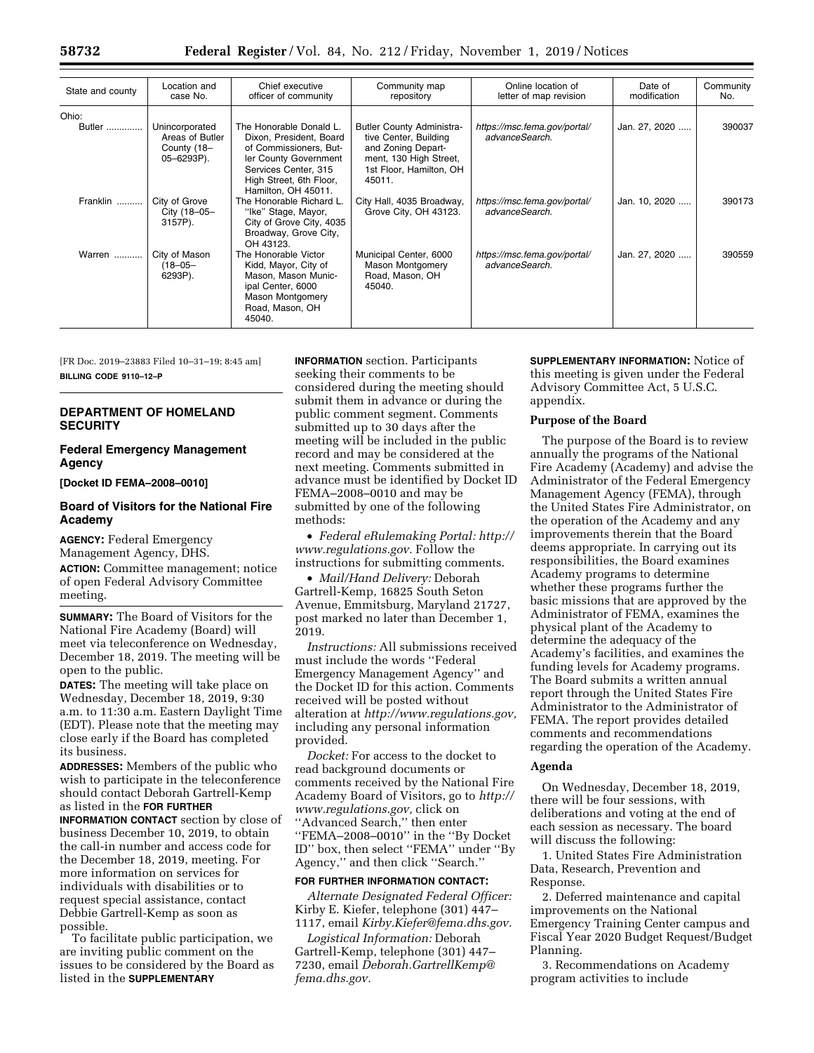| State and county | Location and case No. | Chief executive officer of community | Community map repository | Online location of letter of map revision | Date of modification | Community No. |
|---|---|---|---|---|---|---|
| Ohio: | | | | | | |
| Butler | Unincorporated Areas of Butler County (18–05–6293P). | The Honorable Donald L. Dixon, President, Board of Commissioners, Butler County Government Services Center, 315 High Street, 6th Floor, Hamilton, OH 45011. | Butler County Administrative Center, Building and Zoning Department, 130 High Street, 1st Floor, Hamilton, OH 45011. | *https://msc.fema.gov/portal/advanceSearch.* | Jan. 27, 2020 | 390037 |
| Franklin | City of Grove City (18–05–3157P). | The Honorable Richard L. "Ike" Stage, Mayor, City of Grove City, 4035 Broadway, Grove City, OH 43123. | City Hall, 4035 Broadway, Grove City, OH 43123. | *https://msc.fema.gov/portal/advanceSearch.* | Jan. 10, 2020 | 390173 |
| Warren | City of Mason (18–05–6293P). | The Honorable Victor Kidd, Mayor, City of Mason, Mason Municipal Center, 6000 Mason Montgomery Road, Mason, OH 45040. | Municipal Center, 6000 Mason Montgomery Road, Mason, OH 45040. | *https://msc.fema.gov/portal/advanceSearch.* | Jan. 27, 2020 | 390559 |

[FR Doc. 2019–23883 Filed 10–31–19; 8:45 am]

**BILLING CODE 9110–12–P**

## DEPARTMENT OF HOMELAND SECURITY

### Federal Emergency Management Agency

**[Docket ID FEMA–2008–0010]**

### Board of Visitors for the National Fire Academy

**AGENCY:** Federal Emergency Management Agency, DHS.

**ACTION:** Committee management; notice of open Federal Advisory Committee meeting.

**SUMMARY:** The Board of Visitors for the National Fire Academy (Board) will meet via teleconference on Wednesday, December 18, 2019. The meeting will be open to the public.

**DATES:** The meeting will take place on Wednesday, December 18, 2019, 9:30 a.m. to 11:30 a.m. Eastern Daylight Time (EDT). Please note that the meeting may close early if the Board has completed its business.

**ADDRESSES:** Members of the public who wish to participate in the teleconference should contact Deborah Gartrell-Kemp as listed in the **FOR FURTHER INFORMATION CONTACT** section by close of business December 10, 2019, to obtain the call-in number and access code for the December 18, 2019, meeting. For more information on services for individuals with disabilities or to request special assistance, contact Debbie Gartrell-Kemp as soon as possible.

To facilitate public participation, we are inviting public comment on the issues to be considered by the Board as listed in the **SUPPLEMENTARY INFORMATION** section. Participants seeking their comments to be considered during the meeting should submit them in advance or during the public comment segment. Comments submitted up to 30 days after the meeting will be included in the public record and may be considered at the next meeting. Comments submitted in advance must be identified by Docket ID FEMA–2008–0010 and may be submitted by one of the following methods:

- *Federal eRulemaking Portal: http://www.regulations.gov.* Follow the instructions for submitting comments.
- *Mail/Hand Delivery:* Deborah Gartrell-Kemp, 16825 South Seton Avenue, Emmitsburg, Maryland 21727, post marked no later than December 1, 2019.

*Instructions:* All submissions received must include the words "Federal Emergency Management Agency" and the Docket ID for this action. Comments received will be posted without alteration at *http://www.regulations.gov,* including any personal information provided.

*Docket:* For access to the docket to read background documents or comments received by the National Fire Academy Board of Visitors, go to *http://www.regulations.gov,* click on "Advanced Search," then enter "FEMA–2008–0010" in the "By Docket ID" box, then select "FEMA" under "By Agency," and then click "Search."

**FOR FURTHER INFORMATION CONTACT:**

*Alternate Designated Federal Officer:* Kirby E. Kiefer, telephone (301) 447–1117, email *Kirby.Kiefer@fema.dhs.gov.*

*Logistical Information:* Deborah Gartrell-Kemp, telephone (301) 447–7230, email *Deborah.GartrellKemp@fema.dhs.gov.*

**SUPPLEMENTARY INFORMATION:** Notice of this meeting is given under the Federal Advisory Committee Act, 5 U.S.C. appendix.

#### Purpose of the Board

The purpose of the Board is to review annually the programs of the National Fire Academy (Academy) and advise the Administrator of the Federal Emergency Management Agency (FEMA), through the United States Fire Administrator, on the operation of the Academy and any improvements therein that the Board deems appropriate. In carrying out its responsibilities, the Board examines Academy programs to determine whether these programs further the basic missions that are approved by the Administrator of FEMA, examines the physical plant of the Academy to determine the adequacy of the Academy's facilities, and examines the funding levels for Academy programs. The Board submits a written annual report through the United States Fire Administrator to the Administrator of FEMA. The report provides detailed comments and recommendations regarding the operation of the Academy.

#### Agenda

On Wednesday, December 18, 2019, there will be four sessions, with deliberations and voting at the end of each session as necessary. The board will discuss the following:

1. United States Fire Administration Data, Research, Prevention and Response.
2. Deferred maintenance and capital improvements on the National Emergency Training Center campus and Fiscal Year 2020 Budget Request/Budget Planning.
3. Recommendations on Academy program activities to include